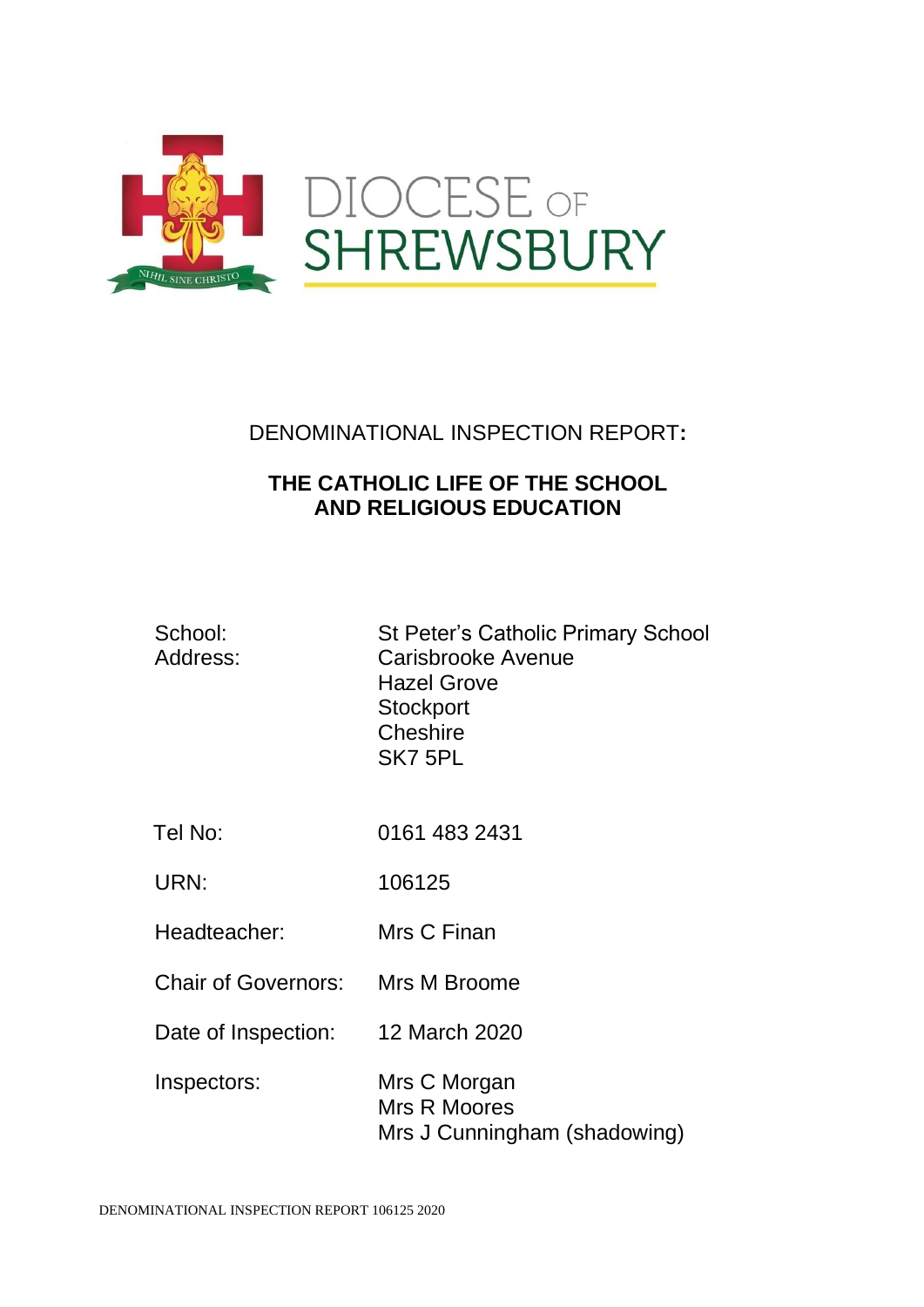DIOCESE OF SHREWSBURY

NIHIL SINE CHRISTO

# DENOMINATIONAL INSPECTION REPORT:

## THE CATHOLIC LIFE OF THE SCHOOL AND RELIGIOUS EDUCATION

| | |
|---|---|
| School: | St Peter's Catholic Primary School |
| Address: | Carisbrooke Avenue<br>Hazel Grove<br>Stockport<br>Cheshire<br>SK7 5PL |
| Tel No: | 0161 483 2431 |
| URN: | 106125 |
| Headteacher: | Mrs C Finan |
| Chair of Governors: | Mrs M Broome |
| Date of Inspection: | 12 March 2020 |
| Inspectors: | Mrs C Morgan<br>Mrs R Moores<br>Mrs J Cunningham (shadowing) |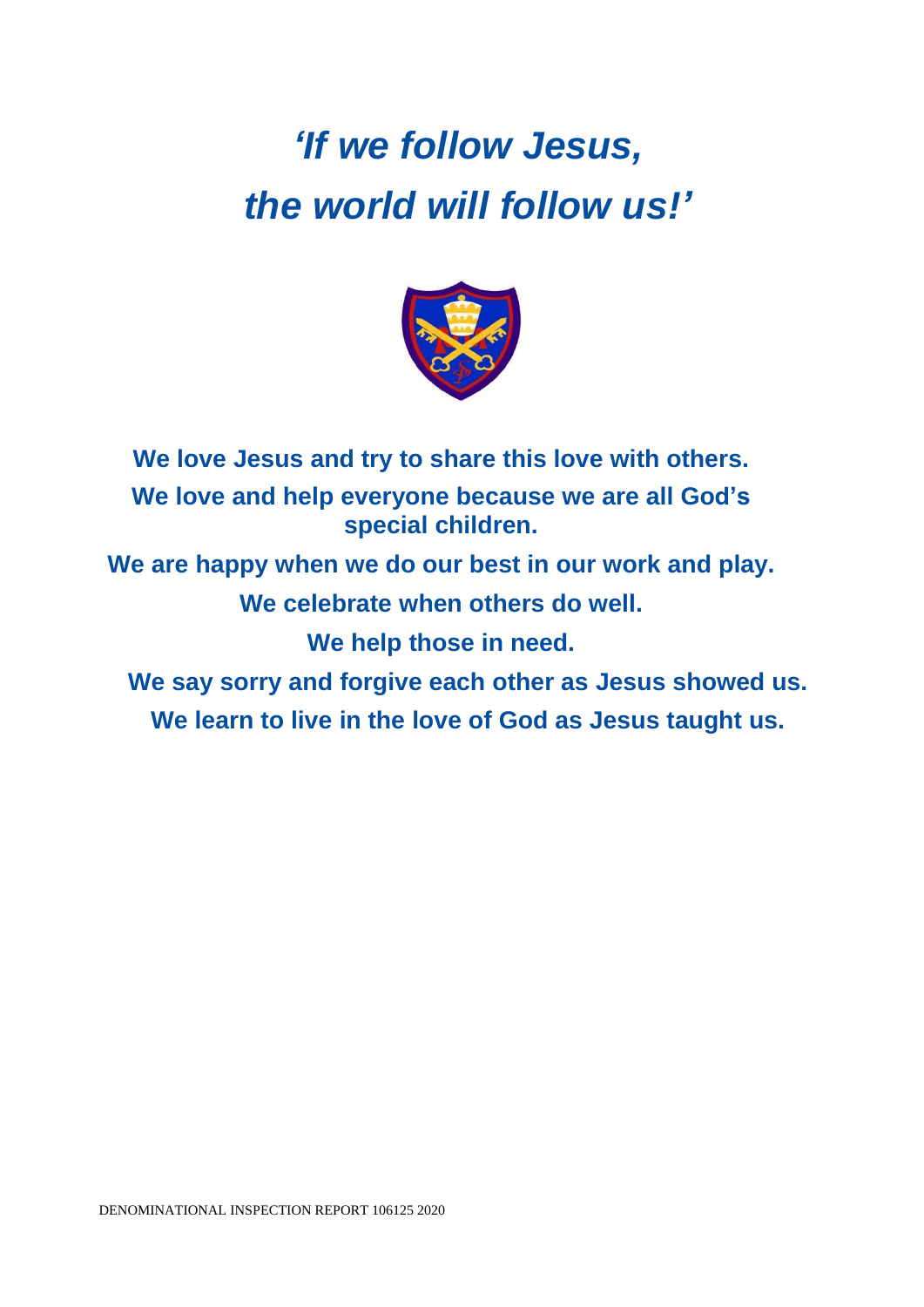# *'If we follow Jesus, the world will follow us!'*

**We love Jesus and try to share this love with others.**

**We love and help everyone because we are all God's special children.**

**We are happy when we do our best in our work and play.**

**We celebrate when others do well.**

**We help those in need.**

**We say sorry and forgive each other as Jesus showed us.**

**We learn to live in the love of God as Jesus taught us.**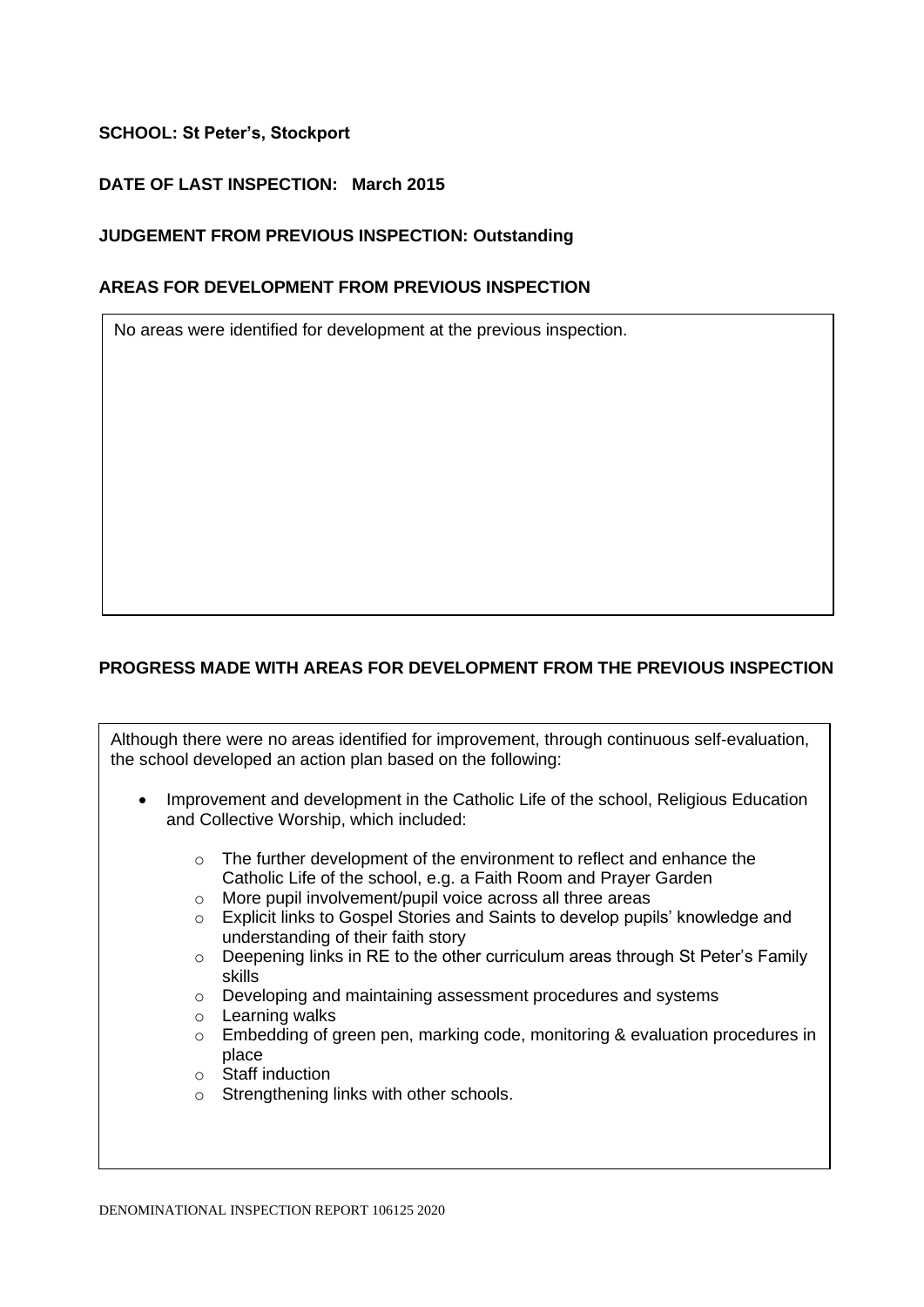**SCHOOL: St Peter's, Stockport**

**DATE OF LAST INSPECTION: March 2015**

**JUDGEMENT FROM PREVIOUS INSPECTION: Outstanding**

**AREAS FOR DEVELOPMENT FROM PREVIOUS INSPECTION**

No areas were identified for development at the previous inspection.

**PROGRESS MADE WITH AREAS FOR DEVELOPMENT FROM THE PREVIOUS INSPECTION**

Although there were no areas identified for improvement, through continuous self-evaluation, the school developed an action plan based on the following:

- Improvement and development in the Catholic Life of the school, Religious Education and Collective Worship, which included:
  - The further development of the environment to reflect and enhance the Catholic Life of the school, e.g. a Faith Room and Prayer Garden
  - More pupil involvement/pupil voice across all three areas
  - Explicit links to Gospel Stories and Saints to develop pupils' knowledge and understanding of their faith story
  - Deepening links in RE to the other curriculum areas through St Peter's Family skills
  - Developing and maintaining assessment procedures and systems
  - Learning walks
  - Embedding of green pen, marking code, monitoring & evaluation procedures in place
  - Staff induction
  - Strengthening links with other schools.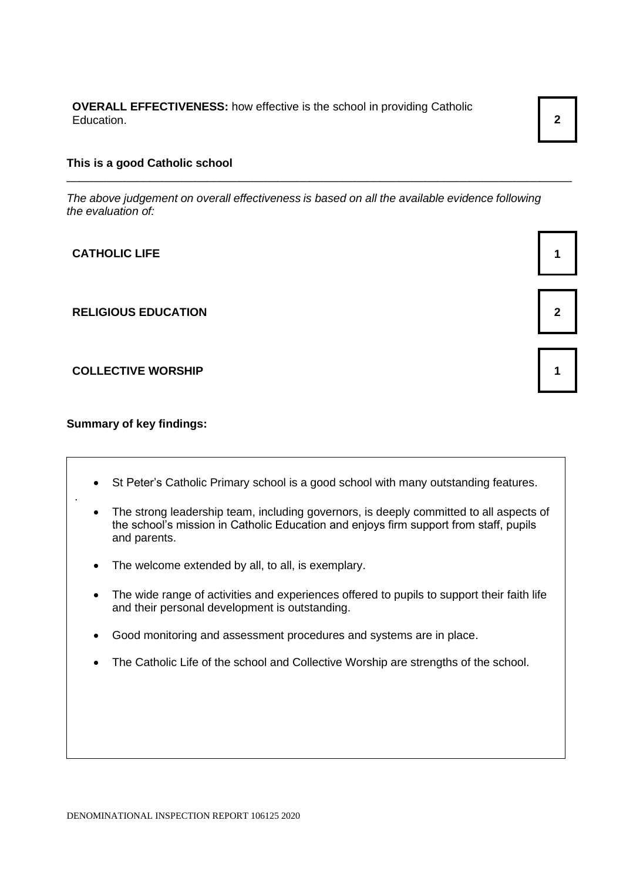| | |
|---|---|
| **OVERALL EFFECTIVENESS:** how effective is the school in providing Catholic Education. | **2** |

**This is a good Catholic school**

---

*The above judgement on overall effectiveness is based on all the available evidence following the evaluation of:*

| | |
|---|---|
| **CATHOLIC LIFE** | **1** |
| **RELIGIOUS EDUCATION** | **2** |
| **COLLECTIVE WORSHIP** | **1** |

**Summary of key findings:**

- St Peter's Catholic Primary school is a good school with many outstanding features.
- The strong leadership team, including governors, is deeply committed to all aspects of the school's mission in Catholic Education and enjoys firm support from staff, pupils and parents.
- The welcome extended by all, to all, is exemplary.
- The wide range of activities and experiences offered to pupils to support their faith life and their personal development is outstanding.
- Good monitoring and assessment procedures and systems are in place.
- The Catholic Life of the school and Collective Worship are strengths of the school.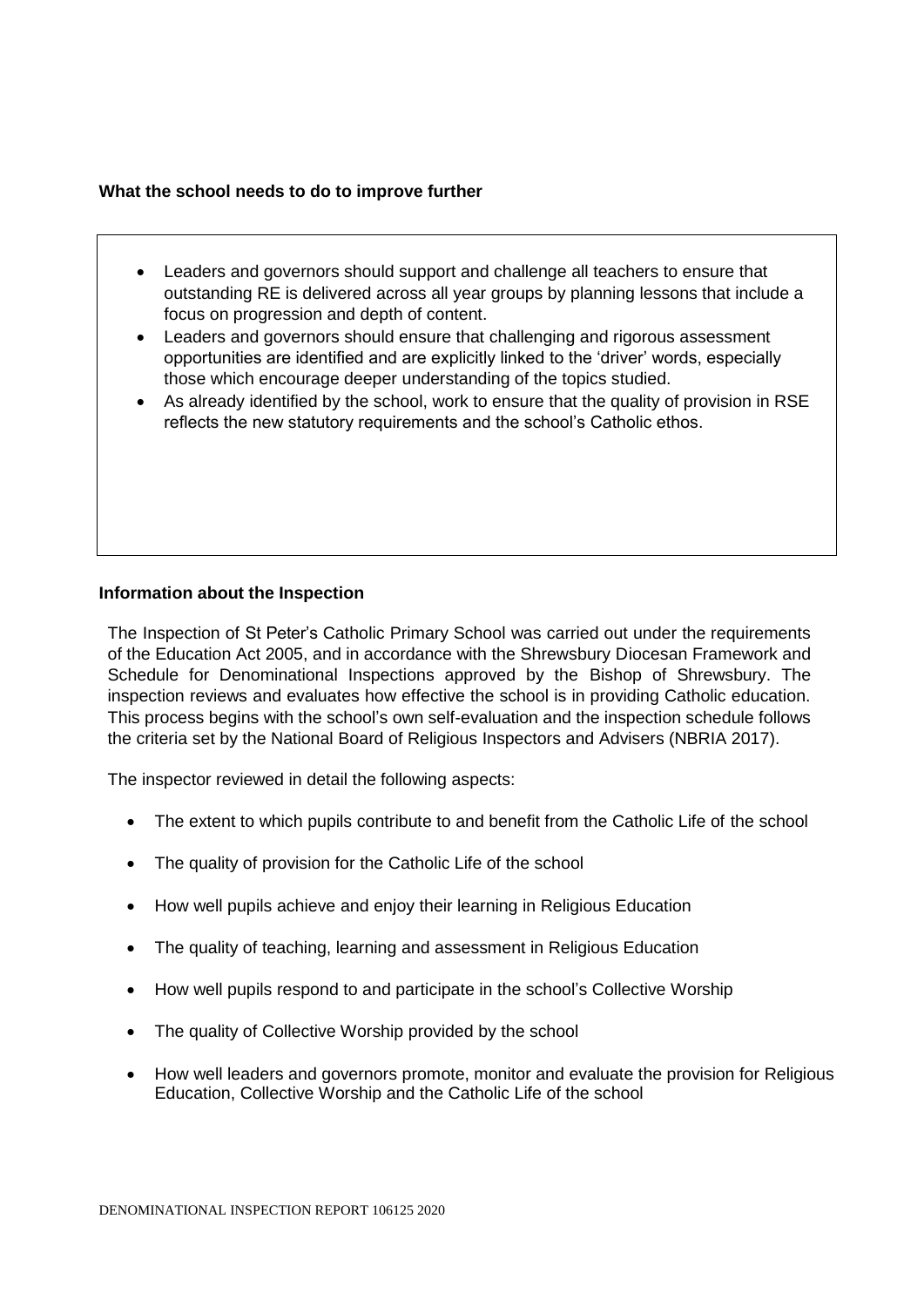**What the school needs to do to improve further**

- Leaders and governors should support and challenge all teachers to ensure that outstanding RE is delivered across all year groups by planning lessons that include a focus on progression and depth of content.
- Leaders and governors should ensure that challenging and rigorous assessment opportunities are identified and are explicitly linked to the 'driver' words, especially those which encourage deeper understanding of the topics studied.
- As already identified by the school, work to ensure that the quality of provision in RSE reflects the new statutory requirements and the school's Catholic ethos.

**Information about the Inspection**

The Inspection of St Peter's Catholic Primary School was carried out under the requirements of the Education Act 2005, and in accordance with the Shrewsbury Diocesan Framework and Schedule for Denominational Inspections approved by the Bishop of Shrewsbury. The inspection reviews and evaluates how effective the school is in providing Catholic education. This process begins with the school's own self-evaluation and the inspection schedule follows the criteria set by the National Board of Religious Inspectors and Advisers (NBRIA 2017).

The inspector reviewed in detail the following aspects:

- The extent to which pupils contribute to and benefit from the Catholic Life of the school
- The quality of provision for the Catholic Life of the school
- How well pupils achieve and enjoy their learning in Religious Education
- The quality of teaching, learning and assessment in Religious Education
- How well pupils respond to and participate in the school's Collective Worship
- The quality of Collective Worship provided by the school
- How well leaders and governors promote, monitor and evaluate the provision for Religious Education, Collective Worship and the Catholic Life of the school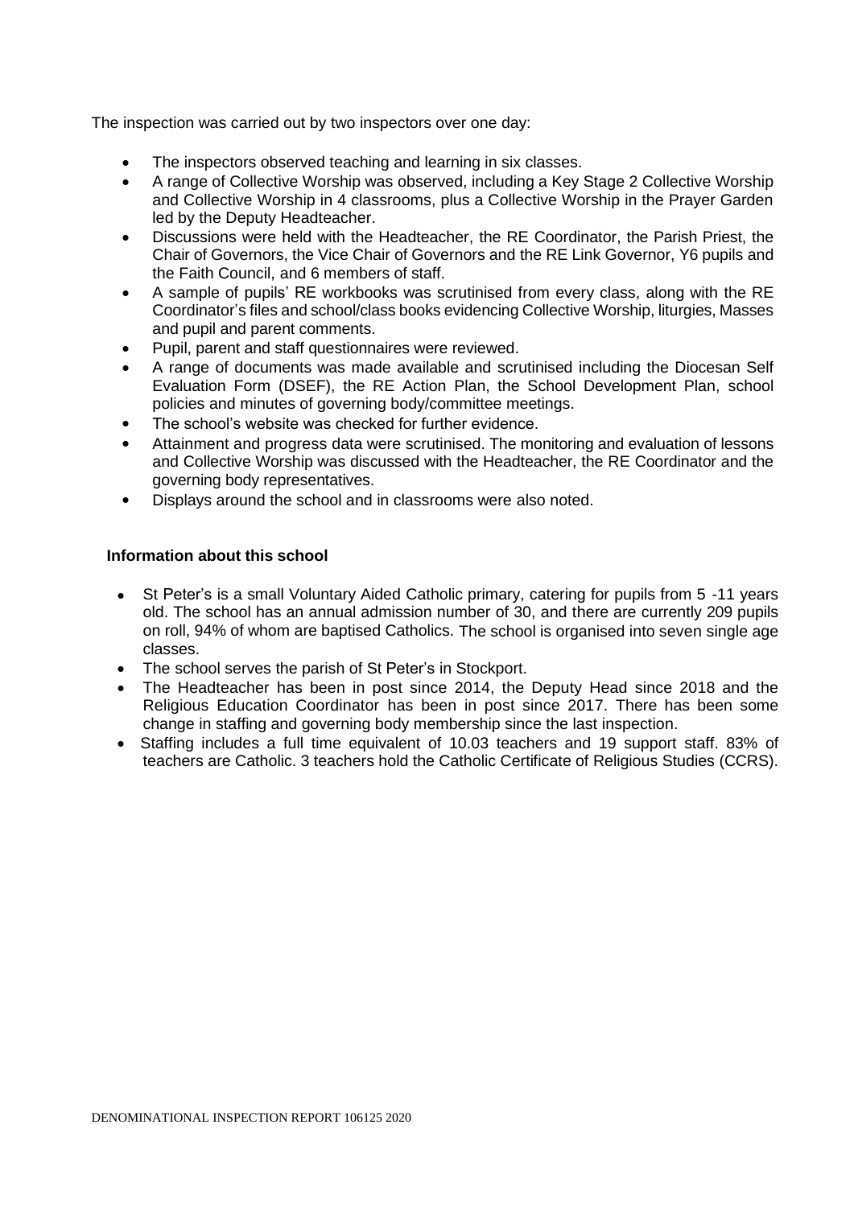The inspection was carried out by two inspectors over one day:

- The inspectors observed teaching and learning in six classes.
- A range of Collective Worship was observed, including a Key Stage 2 Collective Worship and Collective Worship in 4 classrooms, plus a Collective Worship in the Prayer Garden led by the Deputy Headteacher.
- Discussions were held with the Headteacher, the RE Coordinator, the Parish Priest, the Chair of Governors, the Vice Chair of Governors and the RE Link Governor, Y6 pupils and the Faith Council, and 6 members of staff.
- A sample of pupils' RE workbooks was scrutinised from every class, along with the RE Coordinator's files and school/class books evidencing Collective Worship, liturgies, Masses and pupil and parent comments.
- Pupil, parent and staff questionnaires were reviewed.
- A range of documents was made available and scrutinised including the Diocesan Self Evaluation Form (DSEF), the RE Action Plan, the School Development Plan, school policies and minutes of governing body/committee meetings.
- The school's website was checked for further evidence.
- Attainment and progress data were scrutinised. The monitoring and evaluation of lessons and Collective Worship was discussed with the Headteacher, the RE Coordinator and the governing body representatives.
- Displays around the school and in classrooms were also noted.

**Information about this school**

- St Peter's is a small Voluntary Aided Catholic primary, catering for pupils from 5 -11 years old. The school has an annual admission number of 30, and there are currently 209 pupils on roll, 94% of whom are baptised Catholics. The school is organised into seven single age classes.
- The school serves the parish of St Peter's in Stockport.
- The Headteacher has been in post since 2014, the Deputy Head since 2018 and the Religious Education Coordinator has been in post since 2017. There has been some change in staffing and governing body membership since the last inspection.
- Staffing includes a full time equivalent of 10.03 teachers and 19 support staff. 83% of teachers are Catholic. 3 teachers hold the Catholic Certificate of Religious Studies (CCRS).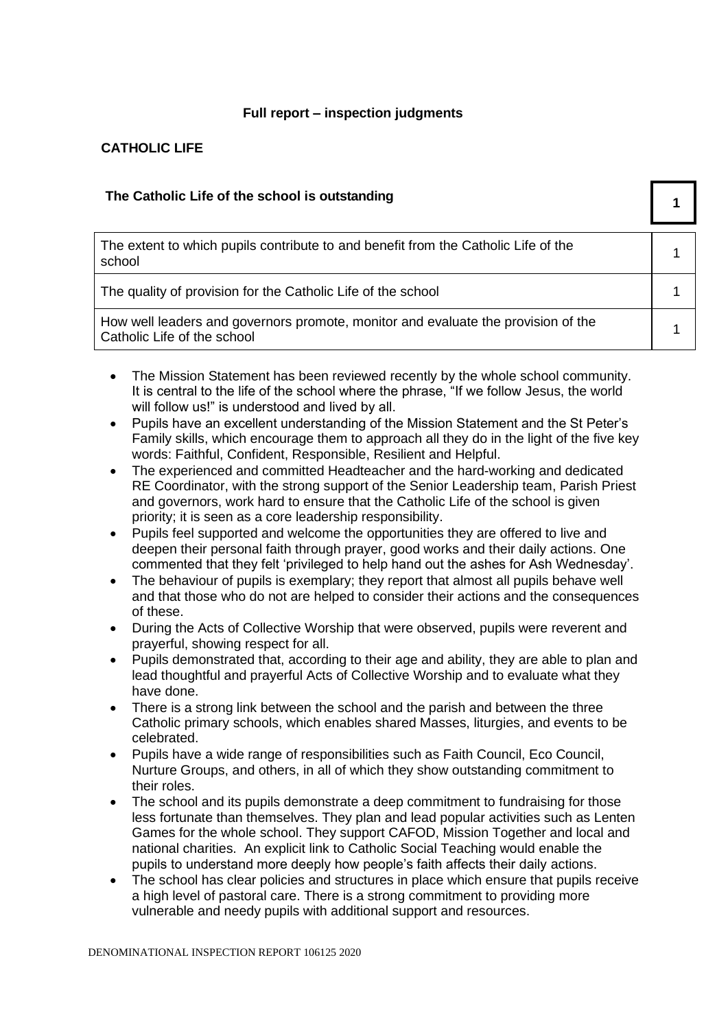**Full report – inspection judgments**

## CATHOLIC LIFE

| The Catholic Life of the school is outstanding | 1 |
|---|---|
| The extent to which pupils contribute to and benefit from the Catholic Life of the school | 1 |
| The quality of provision for the Catholic Life of the school | 1 |
| How well leaders and governors promote, monitor and evaluate the provision of the Catholic Life of the school | 1 |

- The Mission Statement has been reviewed recently by the whole school community. It is central to the life of the school where the phrase, "If we follow Jesus, the world will follow us!" is understood and lived by all.
- Pupils have an excellent understanding of the Mission Statement and the St Peter's Family skills, which encourage them to approach all they do in the light of the five key words: Faithful, Confident, Responsible, Resilient and Helpful.
- The experienced and committed Headteacher and the hard-working and dedicated RE Coordinator, with the strong support of the Senior Leadership team, Parish Priest and governors, work hard to ensure that the Catholic Life of the school is given priority; it is seen as a core leadership responsibility.
- Pupils feel supported and welcome the opportunities they are offered to live and deepen their personal faith through prayer, good works and their daily actions. One commented that they felt 'privileged to help hand out the ashes for Ash Wednesday'.
- The behaviour of pupils is exemplary; they report that almost all pupils behave well and that those who do not are helped to consider their actions and the consequences of these.
- During the Acts of Collective Worship that were observed, pupils were reverent and prayerful, showing respect for all.
- Pupils demonstrated that, according to their age and ability, they are able to plan and lead thoughtful and prayerful Acts of Collective Worship and to evaluate what they have done.
- There is a strong link between the school and the parish and between the three Catholic primary schools, which enables shared Masses, liturgies, and events to be celebrated.
- Pupils have a wide range of responsibilities such as Faith Council, Eco Council, Nurture Groups, and others, in all of which they show outstanding commitment to their roles.
- The school and its pupils demonstrate a deep commitment to fundraising for those less fortunate than themselves. They plan and lead popular activities such as Lenten Games for the whole school. They support CAFOD, Mission Together and local and national charities. An explicit link to Catholic Social Teaching would enable the pupils to understand more deeply how people's faith affects their daily actions.
- The school has clear policies and structures in place which ensure that pupils receive a high level of pastoral care. There is a strong commitment to providing more vulnerable and needy pupils with additional support and resources.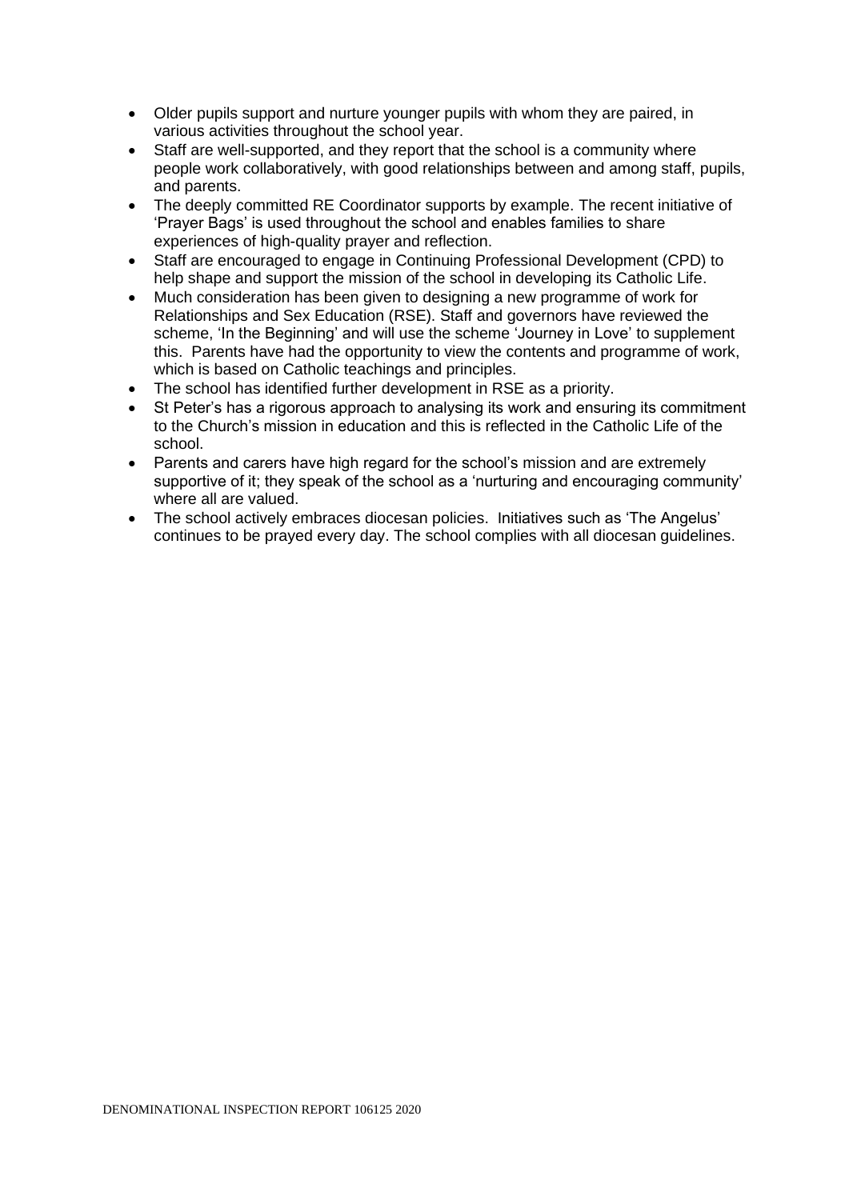- Older pupils support and nurture younger pupils with whom they are paired, in various activities throughout the school year.
- Staff are well-supported, and they report that the school is a community where people work collaboratively, with good relationships between and among staff, pupils, and parents.
- The deeply committed RE Coordinator supports by example. The recent initiative of 'Prayer Bags' is used throughout the school and enables families to share experiences of high-quality prayer and reflection.
- Staff are encouraged to engage in Continuing Professional Development (CPD) to help shape and support the mission of the school in developing its Catholic Life.
- Much consideration has been given to designing a new programme of work for Relationships and Sex Education (RSE). Staff and governors have reviewed the scheme, 'In the Beginning' and will use the scheme 'Journey in Love' to supplement this. Parents have had the opportunity to view the contents and programme of work, which is based on Catholic teachings and principles.
- The school has identified further development in RSE as a priority.
- St Peter's has a rigorous approach to analysing its work and ensuring its commitment to the Church's mission in education and this is reflected in the Catholic Life of the school.
- Parents and carers have high regard for the school's mission and are extremely supportive of it; they speak of the school as a 'nurturing and encouraging community' where all are valued.
- The school actively embraces diocesan policies. Initiatives such as 'The Angelus' continues to be prayed every day. The school complies with all diocesan guidelines.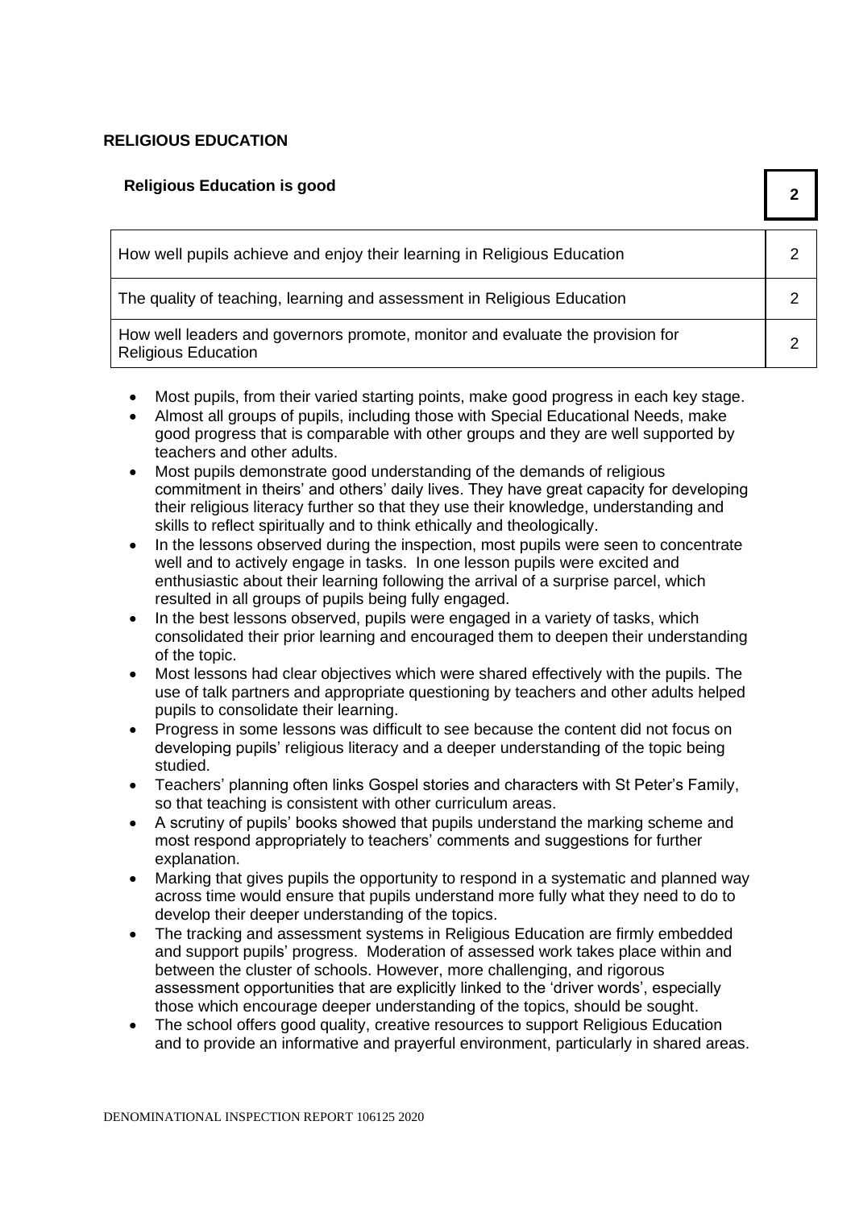## RELIGIOUS EDUCATION

| Religious Education is good | 2 |
|---|---|
| How well pupils achieve and enjoy their learning in Religious Education | 2 |
| The quality of teaching, learning and assessment in Religious Education | 2 |
| How well leaders and governors promote, monitor and evaluate the provision for Religious Education | 2 |

- Most pupils, from their varied starting points, make good progress in each key stage.
- Almost all groups of pupils, including those with Special Educational Needs, make good progress that is comparable with other groups and they are well supported by teachers and other adults.
- Most pupils demonstrate good understanding of the demands of religious commitment in theirs' and others' daily lives. They have great capacity for developing their religious literacy further so that they use their knowledge, understanding and skills to reflect spiritually and to think ethically and theologically.
- In the lessons observed during the inspection, most pupils were seen to concentrate well and to actively engage in tasks. In one lesson pupils were excited and enthusiastic about their learning following the arrival of a surprise parcel, which resulted in all groups of pupils being fully engaged.
- In the best lessons observed, pupils were engaged in a variety of tasks, which consolidated their prior learning and encouraged them to deepen their understanding of the topic.
- Most lessons had clear objectives which were shared effectively with the pupils. The use of talk partners and appropriate questioning by teachers and other adults helped pupils to consolidate their learning.
- Progress in some lessons was difficult to see because the content did not focus on developing pupils' religious literacy and a deeper understanding of the topic being studied.
- Teachers' planning often links Gospel stories and characters with St Peter's Family, so that teaching is consistent with other curriculum areas.
- A scrutiny of pupils' books showed that pupils understand the marking scheme and most respond appropriately to teachers' comments and suggestions for further explanation.
- Marking that gives pupils the opportunity to respond in a systematic and planned way across time would ensure that pupils understand more fully what they need to do to develop their deeper understanding of the topics.
- The tracking and assessment systems in Religious Education are firmly embedded and support pupils' progress. Moderation of assessed work takes place within and between the cluster of schools. However, more challenging, and rigorous assessment opportunities that are explicitly linked to the 'driver words', especially those which encourage deeper understanding of the topics, should be sought.
- The school offers good quality, creative resources to support Religious Education and to provide an informative and prayerful environment, particularly in shared areas.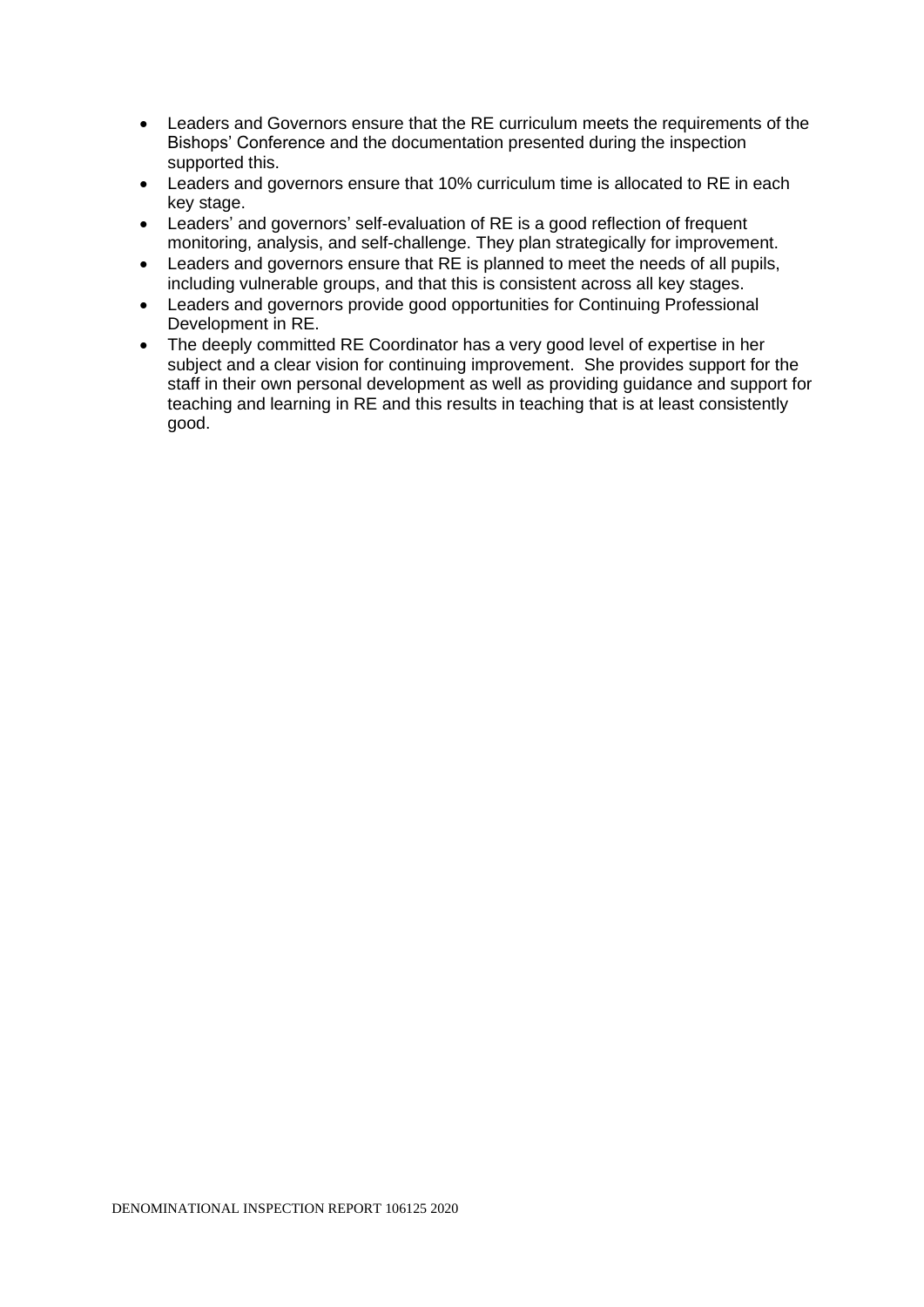- Leaders and Governors ensure that the RE curriculum meets the requirements of the Bishops' Conference and the documentation presented during the inspection supported this.
- Leaders and governors ensure that 10% curriculum time is allocated to RE in each key stage.
- Leaders' and governors' self-evaluation of RE is a good reflection of frequent monitoring, analysis, and self-challenge. They plan strategically for improvement.
- Leaders and governors ensure that RE is planned to meet the needs of all pupils, including vulnerable groups, and that this is consistent across all key stages.
- Leaders and governors provide good opportunities for Continuing Professional Development in RE.
- The deeply committed RE Coordinator has a very good level of expertise in her subject and a clear vision for continuing improvement. She provides support for the staff in their own personal development as well as providing guidance and support for teaching and learning in RE and this results in teaching that is at least consistently good.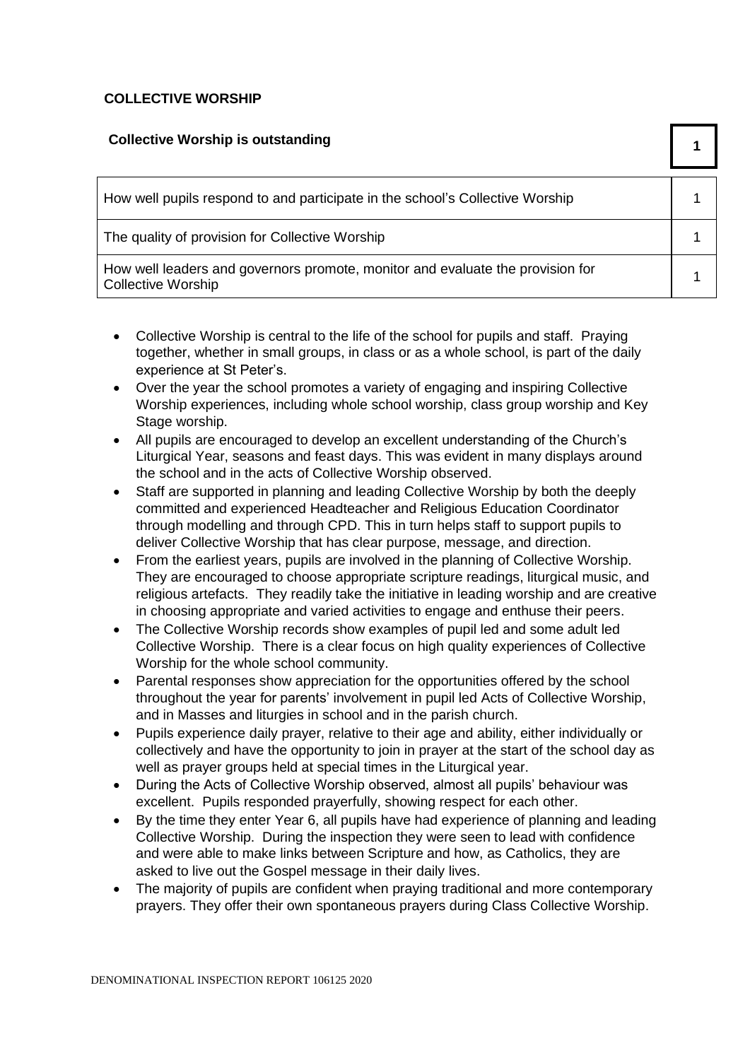**COLLECTIVE WORSHIP**

| Collective Worship is outstanding | 1 |
|---|---|
| How well pupils respond to and participate in the school's Collective Worship | 1 |
| The quality of provision for Collective Worship | 1 |
| How well leaders and governors promote, monitor and evaluate the provision for Collective Worship | 1 |

- Collective Worship is central to the life of the school for pupils and staff. Praying together, whether in small groups, in class or as a whole school, is part of the daily experience at St Peter's.
- Over the year the school promotes a variety of engaging and inspiring Collective Worship experiences, including whole school worship, class group worship and Key Stage worship.
- All pupils are encouraged to develop an excellent understanding of the Church's Liturgical Year, seasons and feast days. This was evident in many displays around the school and in the acts of Collective Worship observed.
- Staff are supported in planning and leading Collective Worship by both the deeply committed and experienced Headteacher and Religious Education Coordinator through modelling and through CPD. This in turn helps staff to support pupils to deliver Collective Worship that has clear purpose, message, and direction.
- From the earliest years, pupils are involved in the planning of Collective Worship. They are encouraged to choose appropriate scripture readings, liturgical music, and religious artefacts. They readily take the initiative in leading worship and are creative in choosing appropriate and varied activities to engage and enthuse their peers.
- The Collective Worship records show examples of pupil led and some adult led Collective Worship. There is a clear focus on high quality experiences of Collective Worship for the whole school community.
- Parental responses show appreciation for the opportunities offered by the school throughout the year for parents' involvement in pupil led Acts of Collective Worship, and in Masses and liturgies in school and in the parish church.
- Pupils experience daily prayer, relative to their age and ability, either individually or collectively and have the opportunity to join in prayer at the start of the school day as well as prayer groups held at special times in the Liturgical year.
- During the Acts of Collective Worship observed, almost all pupils' behaviour was excellent. Pupils responded prayerfully, showing respect for each other.
- By the time they enter Year 6, all pupils have had experience of planning and leading Collective Worship. During the inspection they were seen to lead with confidence and were able to make links between Scripture and how, as Catholics, they are asked to live out the Gospel message in their daily lives.
- The majority of pupils are confident when praying traditional and more contemporary prayers. They offer their own spontaneous prayers during Class Collective Worship.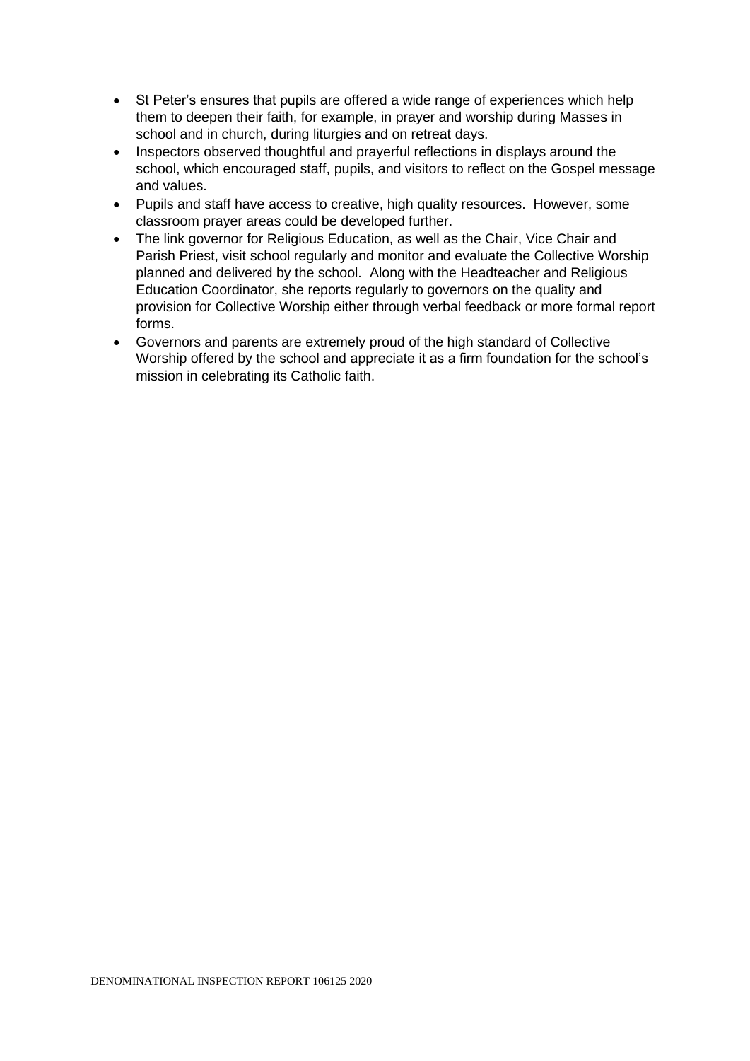- St Peter's ensures that pupils are offered a wide range of experiences which help them to deepen their faith, for example, in prayer and worship during Masses in school and in church, during liturgies and on retreat days.
- Inspectors observed thoughtful and prayerful reflections in displays around the school, which encouraged staff, pupils, and visitors to reflect on the Gospel message and values.
- Pupils and staff have access to creative, high quality resources. However, some classroom prayer areas could be developed further.
- The link governor for Religious Education, as well as the Chair, Vice Chair and Parish Priest, visit school regularly and monitor and evaluate the Collective Worship planned and delivered by the school. Along with the Headteacher and Religious Education Coordinator, she reports regularly to governors on the quality and provision for Collective Worship either through verbal feedback or more formal report forms.
- Governors and parents are extremely proud of the high standard of Collective Worship offered by the school and appreciate it as a firm foundation for the school's mission in celebrating its Catholic faith.